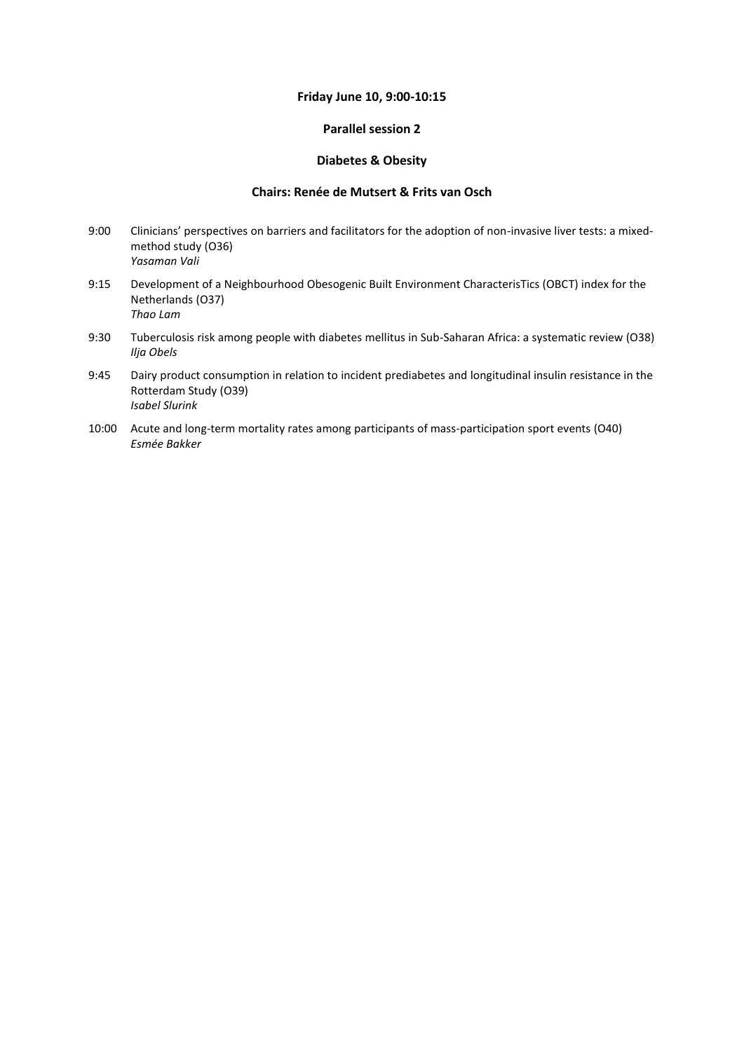**Friday June 10, 9:00-10:15**

**Parallel session 2**

**Diabetes & Obesity**

**Chairs: Renée de Mutsert & Frits van Osch**

9:00 Clinicians' perspectives on barriers and facilitators for the adoption of non-invasive liver tests: a mixed-method study (O36)
*Yasaman Vali*

9:15 Development of a Neighbourhood Obesogenic Built Environment CharacterisTics (OBCT) index for the Netherlands (O37)
*Thao Lam*

9:30 Tuberculosis risk among people with diabetes mellitus in Sub-Saharan Africa: a systematic review (O38)
*Ilja Obels*

9:45 Dairy product consumption in relation to incident prediabetes and longitudinal insulin resistance in the Rotterdam Study (O39)
*Isabel Slurink*

10:00 Acute and long-term mortality rates among participants of mass-participation sport events (O40)
*Esmée Bakker*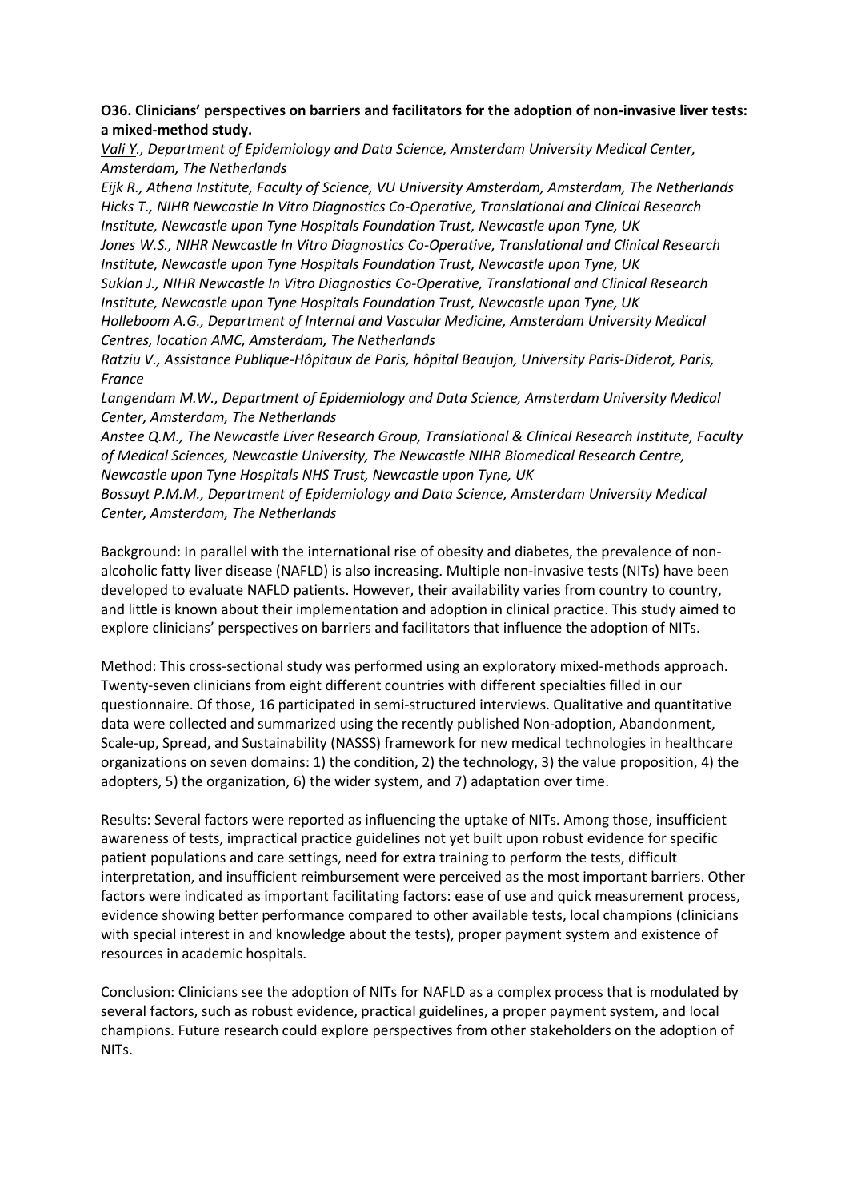**O36. Clinicians' perspectives on barriers and facilitators for the adoption of non-invasive liver tests: a mixed-method study.**

*Vali Y., Department of Epidemiology and Data Science, Amsterdam University Medical Center, Amsterdam, The Netherlands*

*Eijk R., Athena Institute, Faculty of Science, VU University Amsterdam, Amsterdam, The Netherlands*

*Hicks T., NIHR Newcastle In Vitro Diagnostics Co-Operative, Translational and Clinical Research Institute, Newcastle upon Tyne Hospitals Foundation Trust, Newcastle upon Tyne, UK*

*Jones W.S., NIHR Newcastle In Vitro Diagnostics Co-Operative, Translational and Clinical Research Institute, Newcastle upon Tyne Hospitals Foundation Trust, Newcastle upon Tyne, UK*

*Suklan J., NIHR Newcastle In Vitro Diagnostics Co-Operative, Translational and Clinical Research Institute, Newcastle upon Tyne Hospitals Foundation Trust, Newcastle upon Tyne, UK*

*Holleboom A.G., Department of Internal and Vascular Medicine, Amsterdam University Medical Centres, location AMC, Amsterdam, The Netherlands*

*Ratziu V., Assistance Publique-Hôpitaux de Paris, hôpital Beaujon, University Paris-Diderot, Paris, France*

*Langendam M.W., Department of Epidemiology and Data Science, Amsterdam University Medical Center, Amsterdam, The Netherlands*

*Anstee Q.M., The Newcastle Liver Research Group, Translational & Clinical Research Institute, Faculty of Medical Sciences, Newcastle University, The Newcastle NIHR Biomedical Research Centre, Newcastle upon Tyne Hospitals NHS Trust, Newcastle upon Tyne, UK*

*Bossuyt P.M.M., Department of Epidemiology and Data Science, Amsterdam University Medical Center, Amsterdam, The Netherlands*

Background: In parallel with the international rise of obesity and diabetes, the prevalence of non-alcoholic fatty liver disease (NAFLD) is also increasing. Multiple non-invasive tests (NITs) have been developed to evaluate NAFLD patients. However, their availability varies from country to country, and little is known about their implementation and adoption in clinical practice. This study aimed to explore clinicians' perspectives on barriers and facilitators that influence the adoption of NITs.

Method: This cross-sectional study was performed using an exploratory mixed-methods approach. Twenty-seven clinicians from eight different countries with different specialties filled in our questionnaire. Of those, 16 participated in semi-structured interviews. Qualitative and quantitative data were collected and summarized using the recently published Non-adoption, Abandonment, Scale-up, Spread, and Sustainability (NASSS) framework for new medical technologies in healthcare organizations on seven domains: 1) the condition, 2) the technology, 3) the value proposition, 4) the adopters, 5) the organization, 6) the wider system, and 7) adaptation over time.

Results: Several factors were reported as influencing the uptake of NITs. Among those, insufficient awareness of tests, impractical practice guidelines not yet built upon robust evidence for specific patient populations and care settings, need for extra training to perform the tests, difficult interpretation, and insufficient reimbursement were perceived as the most important barriers. Other factors were indicated as important facilitating factors: ease of use and quick measurement process, evidence showing better performance compared to other available tests, local champions (clinicians with special interest in and knowledge about the tests), proper payment system and existence of resources in academic hospitals.

Conclusion: Clinicians see the adoption of NITs for NAFLD as a complex process that is modulated by several factors, such as robust evidence, practical guidelines, a proper payment system, and local champions. Future research could explore perspectives from other stakeholders on the adoption of NITs.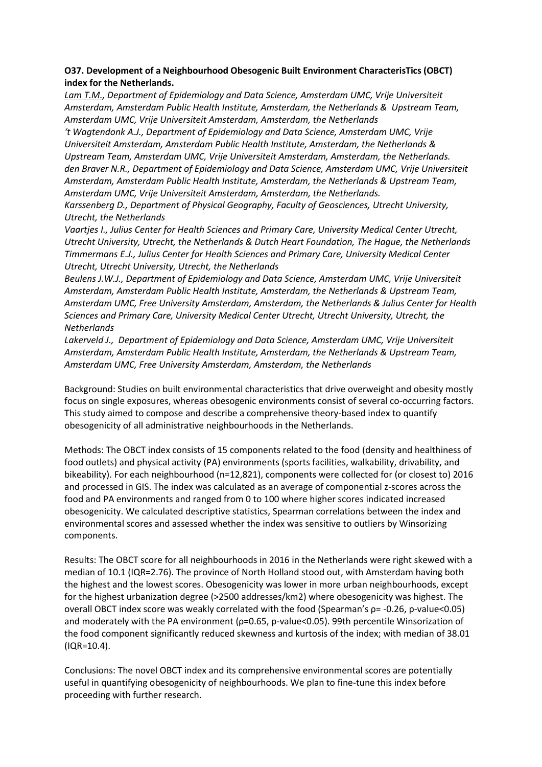**O37. Development of a Neighbourhood Obesogenic Built Environment CharacterisTics (OBCT) index for the Netherlands.**

*<u>Lam T.M.</u>, Department of Epidemiology and Data Science, Amsterdam UMC, Vrije Universiteit Amsterdam, Amsterdam Public Health Institute, Amsterdam, the Netherlands & Upstream Team, Amsterdam UMC, Vrije Universiteit Amsterdam, Amsterdam, the Netherlands*

*'t Wagtendonk A.J., Department of Epidemiology and Data Science, Amsterdam UMC, Vrije Universiteit Amsterdam, Amsterdam Public Health Institute, Amsterdam, the Netherlands & Upstream Team, Amsterdam UMC, Vrije Universiteit Amsterdam, Amsterdam, the Netherlands.*

*den Braver N.R., Department of Epidemiology and Data Science, Amsterdam UMC, Vrije Universiteit Amsterdam, Amsterdam Public Health Institute, Amsterdam, the Netherlands & Upstream Team, Amsterdam UMC, Vrije Universiteit Amsterdam, Amsterdam, the Netherlands.*

*Karssenberg D., Department of Physical Geography, Faculty of Geosciences, Utrecht University, Utrecht, the Netherlands*

*Vaartjes I., Julius Center for Health Sciences and Primary Care, University Medical Center Utrecht, Utrecht University, Utrecht, the Netherlands & Dutch Heart Foundation, The Hague, the Netherlands*

*Timmermans E.J., Julius Center for Health Sciences and Primary Care, University Medical Center Utrecht, Utrecht University, Utrecht, the Netherlands*

*Beulens J.W.J., Department of Epidemiology and Data Science, Amsterdam UMC, Vrije Universiteit Amsterdam, Amsterdam Public Health Institute, Amsterdam, the Netherlands & Upstream Team, Amsterdam UMC, Free University Amsterdam, Amsterdam, the Netherlands & Julius Center for Health Sciences and Primary Care, University Medical Center Utrecht, Utrecht University, Utrecht, the Netherlands*

*Lakerveld J., Department of Epidemiology and Data Science, Amsterdam UMC, Vrije Universiteit Amsterdam, Amsterdam Public Health Institute, Amsterdam, the Netherlands & Upstream Team, Amsterdam UMC, Free University Amsterdam, Amsterdam, the Netherlands*

Background: Studies on built environmental characteristics that drive overweight and obesity mostly focus on single exposures, whereas obesogenic environments consist of several co-occurring factors. This study aimed to compose and describe a comprehensive theory-based index to quantify obesogenicity of all administrative neighbourhoods in the Netherlands.

Methods: The OBCT index consists of 15 components related to the food (density and healthiness of food outlets) and physical activity (PA) environments (sports facilities, walkability, drivability, and bikeability). For each neighbourhood (n=12,821), components were collected for (or closest to) 2016 and processed in GIS. The index was calculated as an average of componential z-scores across the food and PA environments and ranged from 0 to 100 where higher scores indicated increased obesogenicity. We calculated descriptive statistics, Spearman correlations between the index and environmental scores and assessed whether the index was sensitive to outliers by Winsorizing components.

Results: The OBCT score for all neighbourhoods in 2016 in the Netherlands were right skewed with a median of 10.1 (IQR=2.76). The province of North Holland stood out, with Amsterdam having both the highest and the lowest scores. Obesogenicity was lower in more urban neighbourhoods, except for the highest urbanization degree (>2500 addresses/km2) where obesogenicity was highest. The overall OBCT index score was weakly correlated with the food (Spearman's $\rho = -0.26$, p-value<0.05) and moderately with the PA environment ($\rho=0.65$, p-value<0.05). 99th percentile Winsorization of the food component significantly reduced skewness and kurtosis of the index; with median of 38.01 (IQR=10.4).

Conclusions: The novel OBCT index and its comprehensive environmental scores are potentially useful in quantifying obesogenicity of neighbourhoods. We plan to fine-tune this index before proceeding with further research.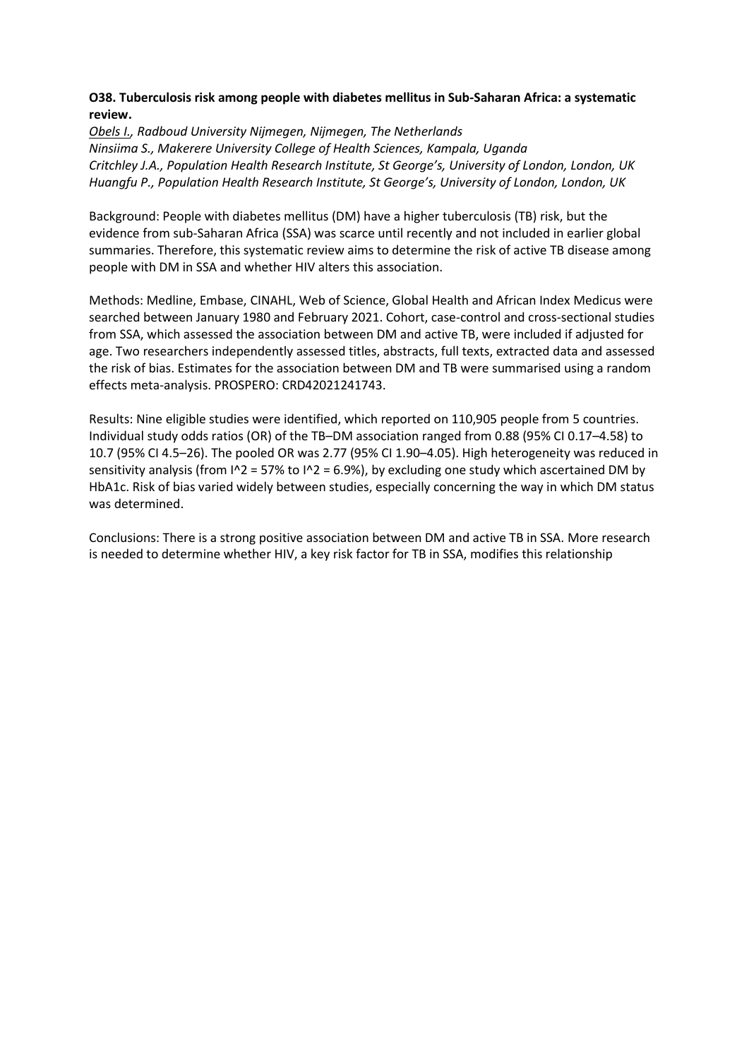**O38. Tuberculosis risk among people with diabetes mellitus in Sub-Saharan Africa: a systematic review.**

*<u>Obels I.</u>, Radboud University Nijmegen, Nijmegen, The Netherlands*
*Ninsiima S., Makerere University College of Health Sciences, Kampala, Uganda*
*Critchley J.A., Population Health Research Institute, St George's, University of London, London, UK*
*Huangfu P., Population Health Research Institute, St George's, University of London, London, UK*

Background: People with diabetes mellitus (DM) have a higher tuberculosis (TB) risk, but the evidence from sub-Saharan Africa (SSA) was scarce until recently and not included in earlier global summaries. Therefore, this systematic review aims to determine the risk of active TB disease among people with DM in SSA and whether HIV alters this association.

Methods: Medline, Embase, CINAHL, Web of Science, Global Health and African Index Medicus were searched between January 1980 and February 2021. Cohort, case-control and cross-sectional studies from SSA, which assessed the association between DM and active TB, were included if adjusted for age. Two researchers independently assessed titles, abstracts, full texts, extracted data and assessed the risk of bias. Estimates for the association between DM and TB were summarised using a random effects meta-analysis. PROSPERO: CRD42021241743.

Results: Nine eligible studies were identified, which reported on 110,905 people from 5 countries. Individual study odds ratios (OR) of the TB–DM association ranged from 0.88 (95% CI 0.17–4.58) to 10.7 (95% CI 4.5–26). The pooled OR was 2.77 (95% CI 1.90–4.05). High heterogeneity was reduced in sensitivity analysis (from $I^2 = 57\%$ to $I^2 = 6.9\%$), by excluding one study which ascertained DM by HbA1c. Risk of bias varied widely between studies, especially concerning the way in which DM status was determined.

Conclusions: There is a strong positive association between DM and active TB in SSA. More research is needed to determine whether HIV, a key risk factor for TB in SSA, modifies this relationship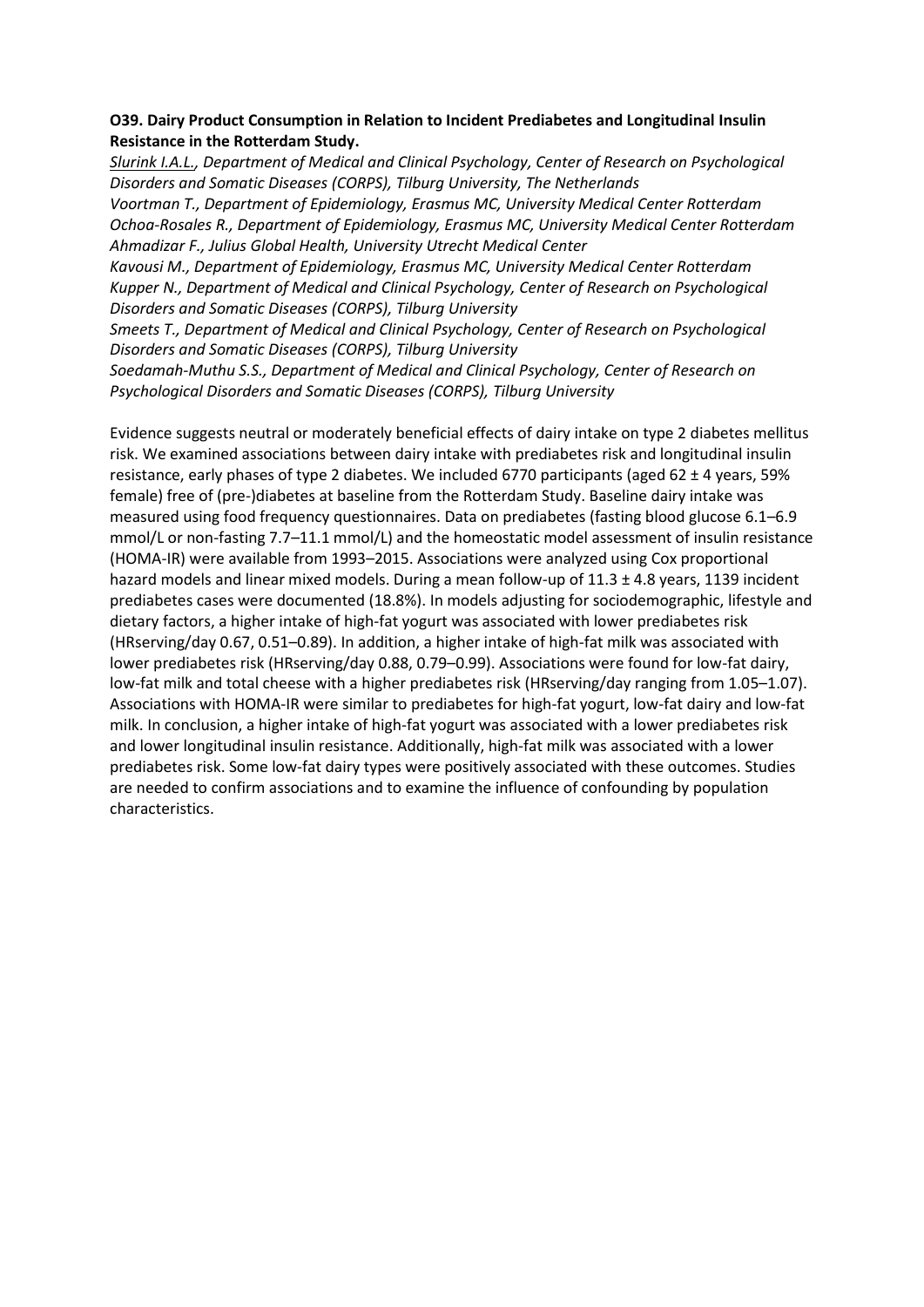**O39. Dairy Product Consumption in Relation to Incident Prediabetes and Longitudinal Insulin Resistance in the Rotterdam Study.**

*Slurink I.A.L., Department of Medical and Clinical Psychology, Center of Research on Psychological Disorders and Somatic Diseases (CORPS), Tilburg University, The Netherlands*
*Voortman T., Department of Epidemiology, Erasmus MC, University Medical Center Rotterdam*
*Ochoa-Rosales R., Department of Epidemiology, Erasmus MC, University Medical Center Rotterdam*
*Ahmadizar F., Julius Global Health, University Utrecht Medical Center*
*Kavousi M., Department of Epidemiology, Erasmus MC, University Medical Center Rotterdam*
*Kupper N., Department of Medical and Clinical Psychology, Center of Research on Psychological Disorders and Somatic Diseases (CORPS), Tilburg University*
*Smeets T., Department of Medical and Clinical Psychology, Center of Research on Psychological Disorders and Somatic Diseases (CORPS), Tilburg University*
*Soedamah-Muthu S.S., Department of Medical and Clinical Psychology, Center of Research on Psychological Disorders and Somatic Diseases (CORPS), Tilburg University*

Evidence suggests neutral or moderately beneficial effects of dairy intake on type 2 diabetes mellitus risk. We examined associations between dairy intake with prediabetes risk and longitudinal insulin resistance, early phases of type 2 diabetes. We included 6770 participants (aged 62 ± 4 years, 59% female) free of (pre-)diabetes at baseline from the Rotterdam Study. Baseline dairy intake was measured using food frequency questionnaires. Data on prediabetes (fasting blood glucose 6.1–6.9 mmol/L or non-fasting 7.7–11.1 mmol/L) and the homeostatic model assessment of insulin resistance (HOMA-IR) were available from 1993–2015. Associations were analyzed using Cox proportional hazard models and linear mixed models. During a mean follow-up of 11.3 ± 4.8 years, 1139 incident prediabetes cases were documented (18.8%). In models adjusting for sociodemographic, lifestyle and dietary factors, a higher intake of high-fat yogurt was associated with lower prediabetes risk ($HR_{serving/day}$ 0.67, 0.51–0.89). In addition, a higher intake of high-fat milk was associated with lower prediabetes risk ($HR_{serving/day}$ 0.88, 0.79–0.99). Associations were found for low-fat dairy, low-fat milk and total cheese with a higher prediabetes risk ($HR_{serving/day}$ ranging from 1.05–1.07). Associations with HOMA-IR were similar to prediabetes for high-fat yogurt, low-fat dairy and low-fat milk. In conclusion, a higher intake of high-fat yogurt was associated with a lower prediabetes risk and lower longitudinal insulin resistance. Additionally, high-fat milk was associated with a lower prediabetes risk. Some low-fat dairy types were positively associated with these outcomes. Studies are needed to confirm associations and to examine the influence of confounding by population characteristics.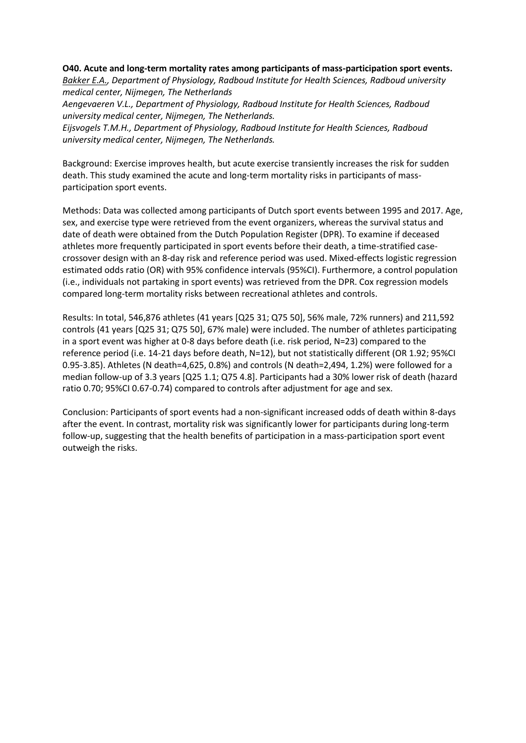**O40. Acute and long-term mortality rates among participants of mass-participation sport events.**

*Bakker E.A., Department of Physiology, Radboud Institute for Health Sciences, Radboud university medical center, Nijmegen, The Netherlands*

*Aengevaeren V.L., Department of Physiology, Radboud Institute for Health Sciences, Radboud university medical center, Nijmegen, The Netherlands.*

*Eijsvogels T.M.H., Department of Physiology, Radboud Institute for Health Sciences, Radboud university medical center, Nijmegen, The Netherlands.*

Background: Exercise improves health, but acute exercise transiently increases the risk for sudden death. This study examined the acute and long-term mortality risks in participants of mass-participation sport events.

Methods: Data was collected among participants of Dutch sport events between 1995 and 2017. Age, sex, and exercise type were retrieved from the event organizers, whereas the survival status and date of death were obtained from the Dutch Population Register (DPR). To examine if deceased athletes more frequently participated in sport events before their death, a time-stratified case-crossover design with an 8-day risk and reference period was used. Mixed-effects logistic regression estimated odds ratio (OR) with 95% confidence intervals (95%CI). Furthermore, a control population (i.e., individuals not partaking in sport events) was retrieved from the DPR. Cox regression models compared long-term mortality risks between recreational athletes and controls.

Results: In total, 546,876 athletes (41 years [Q25 31; Q75 50], 56% male, 72% runners) and 211,592 controls (41 years [Q25 31; Q75 50], 67% male) were included. The number of athletes participating in a sport event was higher at 0-8 days before death (i.e. risk period, N=23) compared to the reference period (i.e. 14-21 days before death, N=12), but not statistically different (OR 1.92; 95%CI 0.95-3.85). Athletes (N death=4,625, 0.8%) and controls (N death=2,494, 1.2%) were followed for a median follow-up of 3.3 years [Q25 1.1; Q75 4.8]. Participants had a 30% lower risk of death (hazard ratio 0.70; 95%CI 0.67-0.74) compared to controls after adjustment for age and sex.

Conclusion: Participants of sport events had a non-significant increased odds of death within 8-days after the event. In contrast, mortality risk was significantly lower for participants during long-term follow-up, suggesting that the health benefits of participation in a mass-participation sport event outweigh the risks.